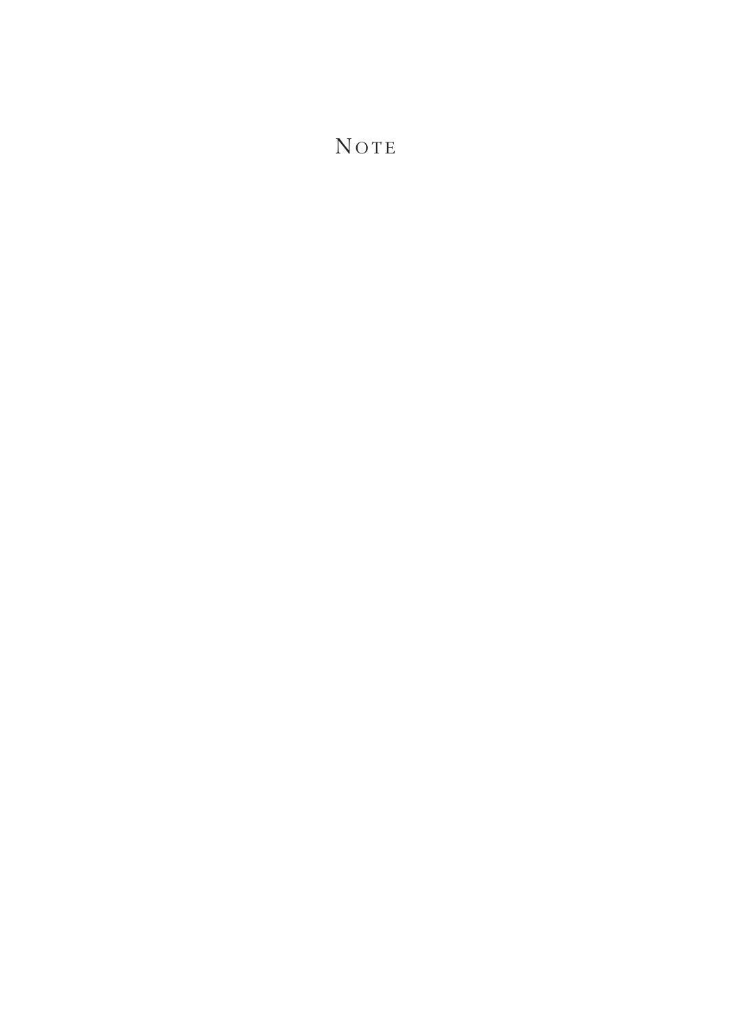# Note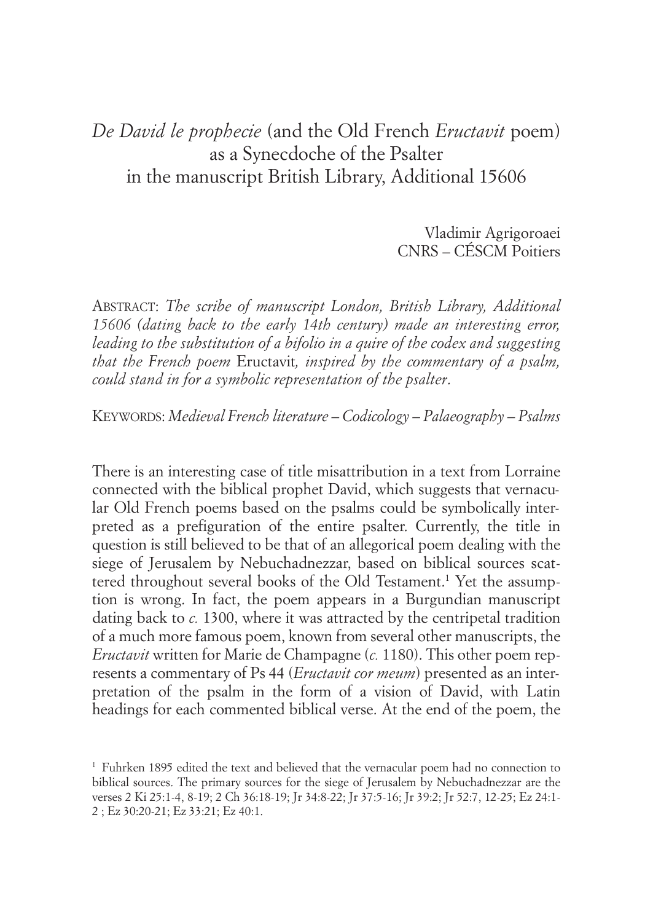# *De David le prophecie* (and the Old French *Eructavit* poem) as a Synecdoche of the Psalter in the manuscript British Library, Additional 15606

Vladimir Agrigoroaei
CNRS – CÉSCM Poitiers

ABSTRACT: *The scribe of manuscript London, British Library, Additional 15606 (dating back to the early 14th century) made an interesting error, leading to the substitution of a bifolio in a quire of the codex and suggesting that the French poem* Eructavit*, inspired by the commentary of a psalm, could stand in for a symbolic representation of the psalter*.

KEYWORDS: *Medieval French literature – Codicology – Palaeography – Psalms*

There is an interesting case of title misattribution in a text from Lorraine connected with the biblical prophet David, which suggests that vernacular Old French poems based on the psalms could be symbolically interpreted as a prefiguration of the entire psalter. Currently, the title in question is still believed to be that of an allegorical poem dealing with the siege of Jerusalem by Nebuchadnezzar, based on biblical sources scattered throughout several books of the Old Testament.[1] Yet the assumption is wrong. In fact, the poem appears in a Burgundian manuscript dating back to *c.* 1300, where it was attracted by the centripetal tradition of a much more famous poem, known from several other manuscripts, the *Eructavit* written for Marie de Champagne (*c.* 1180). This other poem represents a commentary of Ps 44 (*Eructavit cor meum*) presented as an interpretation of the psalm in the form of a vision of David, with Latin headings for each commented biblical verse. At the end of the poem, the

[1] Fuhrken 1895 edited the text and believed that the vernacular poem had no connection to biblical sources. The primary sources for the siege of Jerusalem by Nebuchadnezzar are the verses 2 Ki 25:1-4, 8-19; 2 Ch 36:18-19; Jr 34:8-22; Jr 37:5-16; Jr 39:2; Jr 52:7, 12-25; Ez 24:1-2 ; Ez 30:20-21; Ez 33:21; Ez 40:1.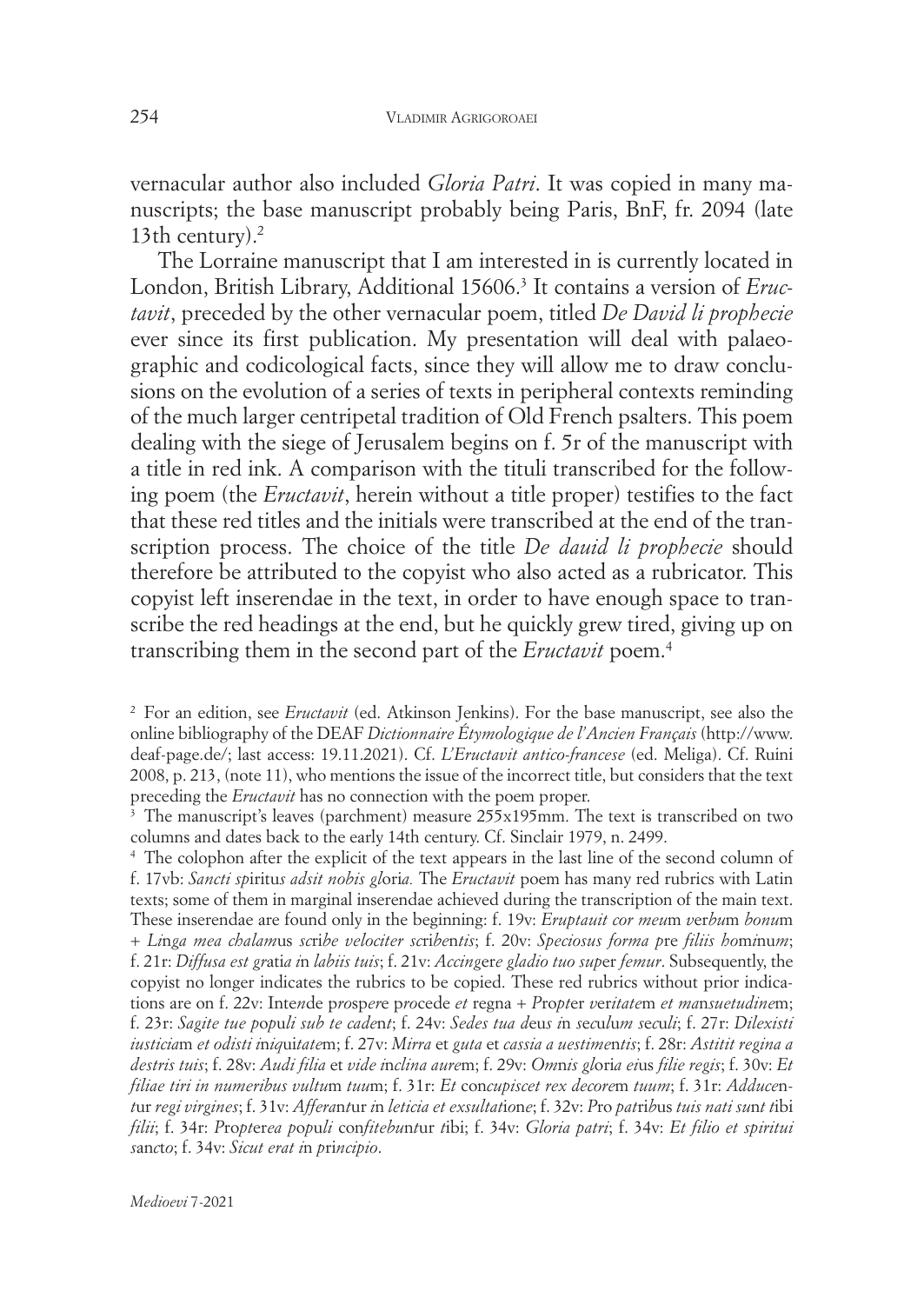vernacular author also included *Gloria Patri*. It was copied in many manuscripts; the base manuscript probably being Paris, BnF, fr. 2094 (late 13th century).[2]

The Lorraine manuscript that I am interested in is currently located in London, British Library, Additional 15606.[3] It contains a version of *Eructavit*, preceded by the other vernacular poem, titled *De David li prophecie* ever since its first publication. My presentation will deal with palaeographic and codicological facts, since they will allow me to draw conclusions on the evolution of a series of texts in peripheral contexts reminding of the much larger centripetal tradition of Old French psalters. This poem dealing with the siege of Jerusalem begins on f. 5r of the manuscript with a title in red ink. A comparison with the tituli transcribed for the following poem (the *Eructavit*, herein without a title proper) testifies to the fact that these red titles and the initials were transcribed at the end of the transcription process. The choice of the title *De dauid li prophecie* should therefore be attributed to the copyist who also acted as a rubricator. This copyist left inserendae in the text, in order to have enough space to transcribe the red headings at the end, but he quickly grew tired, giving up on transcribing them in the second part of the *Eructavit* poem.[4]

---

[2] For an edition, see *Eructavit* (ed. Atkinson Jenkins). For the base manuscript, see also the online bibliography of the DEAF *Dictionnaire Étymologique de l'Ancien Français* (http://www.deaf-page.de/; last access: 19.11.2021). Cf. *L'Eructavit antico-francese* (ed. Meliga). Cf. Ruini 2008, p. 213, (note 11), who mentions the issue of the incorrect title, but considers that the text preceding the *Eructavit* has no connection with the poem proper.

[3] The manuscript's leaves (parchment) measure 255x195mm. The text is transcribed on two columns and dates back to the early 14th century. Cf. Sinclair 1979, n. 2499.

[4] The colophon after the explicit of the text appears in the last line of the second column of f. 17vb: *Sancti s*pi*ritus adsit nobis gl*oria. The *Eructavit* poem has many red rubrics with Latin texts; some of them in marginal inserendae achieved during the transcription of the main text. These inserendae are found only in the beginning: f. 19v: *Eruptauit cor meu*m *v*er*bu*m *bonu*m + *Li*n*ga mea chalam*us *sc*ri*be velociter sc*ri*be*n*tis*; f. 20v: *Speciosus forma p*re *filiis ho*m*i*nu*m*; f. 21r: *Diffusa est g*rati*a i*n *labiis tuis*; f. 21v: *Accing*er*e gladio tuo sup*er *femur*. Subsequently, the copyist no longer indicates the rubrics to be copied. These red rubrics without prior indications are on f. 22v: Inte*n*de p*ro*sp*er*e p*ro*cede *et* regna + *P*rop*t*er *v*er*itate*m *et ma*n*suetudine*m; f. 23r: *Sagite tue p*op*uli sub te cade*n*t*; f. 24v: *Sedes tua d*eu*s i*n *s*ecul*u*m *s*ecul*i*; f. 27r: *Dilexisti iusticia*m *et odisti i*niq*uitate*m; f. 27v: *Mirra* et *guta* et *cassia a uestime*n*tis*; f. 28r: *Astitit regina a destris tuis*; f. 28v: *Audi filia* et *vide i*n*clina aure*m; f. 29v: *Om*n*is gl*ori*a ei*us *filie regis*; f. 30v: *Et filiae tiri in numeribus vultu*m *tuu*m; f. 31r: *Et* con*cupiscet rex decore*m *tuum*; f. 31r: *Adduce*n*t*ur *regi virgines*; f. 31v: *Affera*n*t*ur *i*n *leticia et exsultati*o*ne*; f. 32v: *P*ro *pat*ri*bus tuis nati su*n*t t*ibi *filii*; f. 34r: *P*ro*pt*er*ea p*o*p*u*li* con*fiteb*un*t*ur *t*ibi; f. 34v: *Gloria patri*; f. 34v: *Et filio et spiritui s*an*cto*; f. 34v: *Sicut erat i*n *p*ri*ncipio*.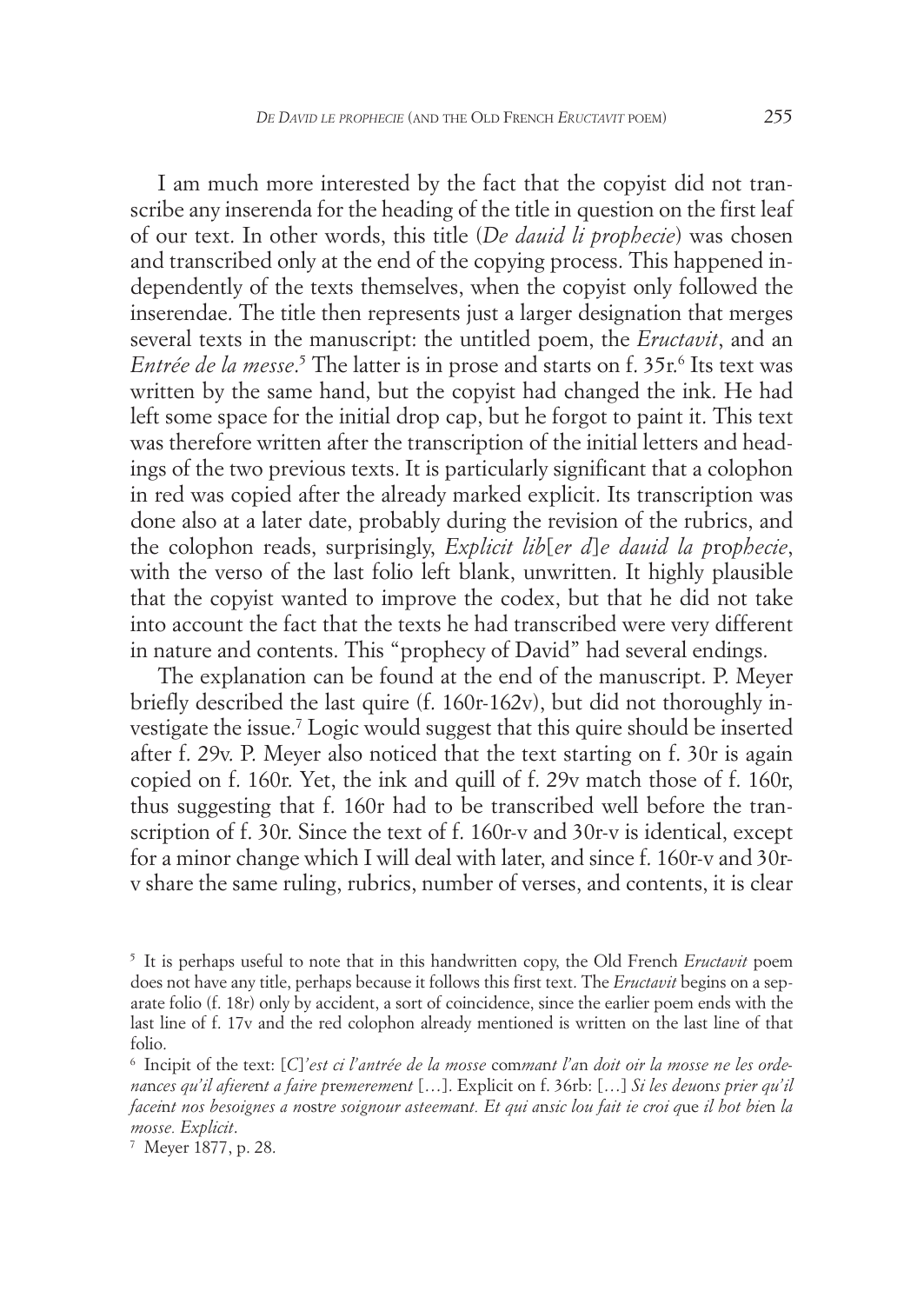I am much more interested by the fact that the copyist did not transcribe any inserenda for the heading of the title in question on the first leaf of our text. In other words, this title (*De dauid li prophecie*) was chosen and transcribed only at the end of the copying process. This happened independently of the texts themselves, when the copyist only followed the inserendae. The title then represents just a larger designation that merges several texts in the manuscript: the untitled poem, the *Eructavit*, and an *Entrée de la messe*.[5] The latter is in prose and starts on f. 35r.[6] Its text was written by the same hand, but the copyist had changed the ink. He had left some space for the initial drop cap, but he forgot to paint it. This text was therefore written after the transcription of the initial letters and headings of the two previous texts. It is particularly significant that a colophon in red was copied after the already marked explicit. Its transcription was done also at a later date, probably during the revision of the rubrics, and the colophon reads, surprisingly, *Explicit lib*[*er d*]*e dauid la p*r*ophecie*, with the verso of the last folio left blank, unwritten. It highly plausible that the copyist wanted to improve the codex, but that he did not take into account the fact that the texts he had transcribed were very different in nature and contents. This "prophecy of David" had several endings.

The explanation can be found at the end of the manuscript. P. Meyer briefly described the last quire (f. 160r-162v), but did not thoroughly investigate the issue.[7] Logic would suggest that this quire should be inserted after f. 29v. P. Meyer also noticed that the text starting on f. 30r is again copied on f. 160r. Yet, the ink and quill of f. 29v match those of f. 160r, thus suggesting that f. 160r had to be transcribed well before the transcription of f. 30r. Since the text of f. 160r-v and 30r-v is identical, except for a minor change which I will deal with later, and since f. 160r-v and 30r-v share the same ruling, rubrics, number of verses, and contents, it is clear

---

[5] It is perhaps useful to note that in this handwritten copy, the Old French *Eructavit* poem does not have any title, perhaps because it follows this first text. The *Eructavit* begins on a separate folio (f. 18r) only by accident, a sort of coincidence, since the earlier poem ends with the last line of f. 17v and the red colophon already mentioned is written on the last line of that folio.

[6] Incipit of the text: [*C*]*'est ci l'antrée de la mosse* com*ma*n*t l'a*n *doit oir la mosse ne les orde*-*na*n*ces qu'il afiere*n*t a faire p*r*emereme*n*t* […]. Explicit on f. 36rb: […] *Si les deuo*n*s prier qu'il facei*n*t nos besoignes a n*ost*re soignour asteema*n*t. Et qui a*n*sic lou fait ie croi q*ue *il hot bie*n *la mosse. Explicit*.

[7] Meyer 1877, p. 28.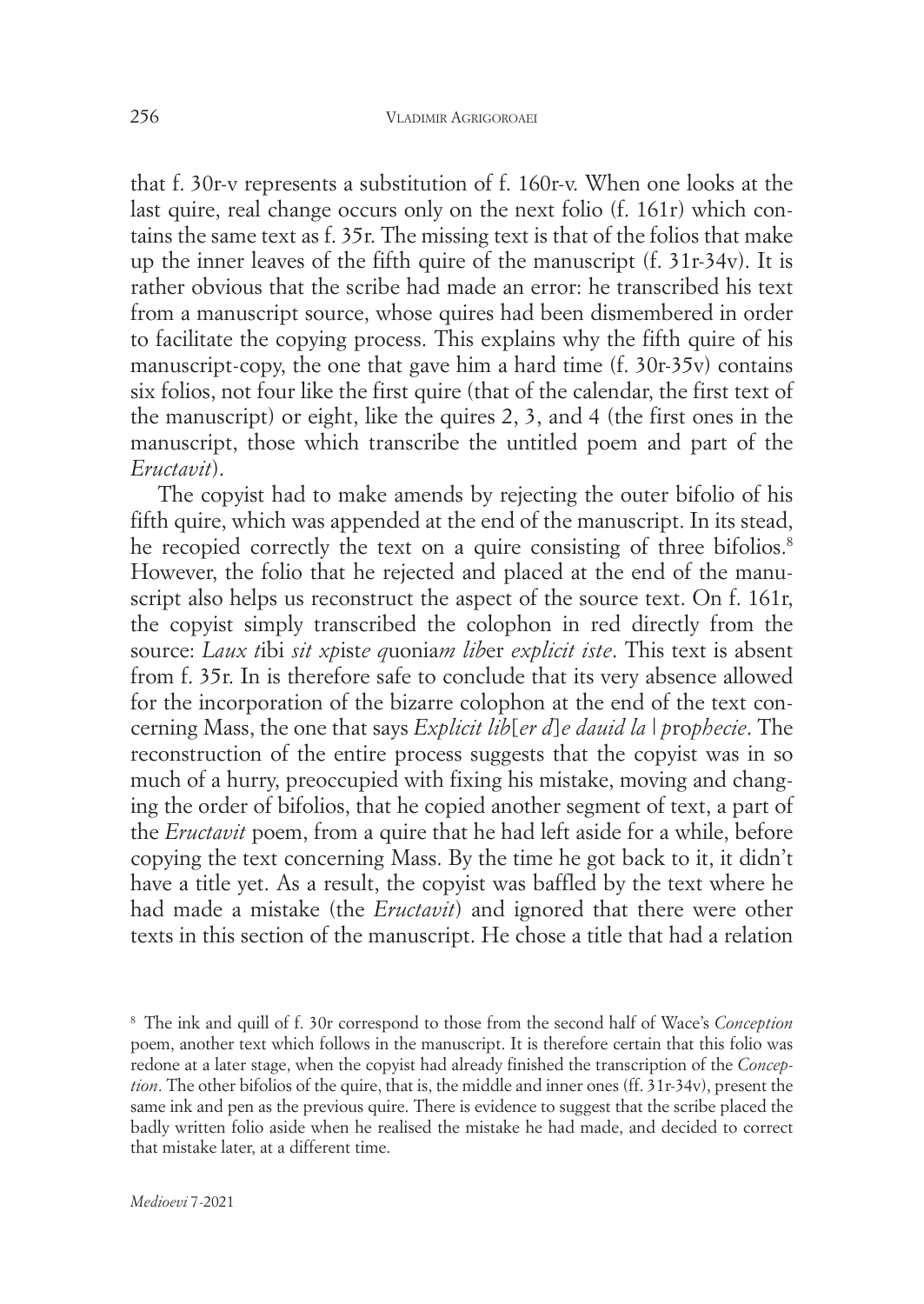that f. 30r-v represents a substitution of f. 160r-v. When one looks at the last quire, real change occurs only on the next folio (f. 161r) which contains the same text as f. 35r. The missing text is that of the folios that make up the inner leaves of the fifth quire of the manuscript (f. 31r-34v). It is rather obvious that the scribe had made an error: he transcribed his text from a manuscript source, whose quires had been dismembered in order to facilitate the copying process. This explains why the fifth quire of his manuscript-copy, the one that gave him a hard time (f. 30r-35v) contains six folios, not four like the first quire (that of the calendar, the first text of the manuscript) or eight, like the quires 2, 3, and 4 (the first ones in the manuscript, those which transcribe the untitled poem and part of the *Eructavit*).

The copyist had to make amends by rejecting the outer bifolio of his fifth quire, which was appended at the end of the manuscript. In its stead, he recopied correctly the text on a quire consisting of three bifolios.[8] However, the folio that he rejected and placed at the end of the manuscript also helps us reconstruct the aspect of the source text. On f. 161r, the copyist simply transcribed the colophon in red directly from the source: *Laux t*ibi *sit xp*ist*e q*uonia*m lib*er *explicit iste*. This text is absent from f. 35r. In is therefore safe to conclude that its very absence allowed for the incorporation of the bizarre colophon at the end of the text concerning Mass, the one that says *Explicit lib*[*er d*]*e dauid la* | *p*ro*phecie*. The reconstruction of the entire process suggests that the copyist was in so much of a hurry, preoccupied with fixing his mistake, moving and changing the order of bifolios, that he copied another segment of text, a part of the *Eructavit* poem, from a quire that he had left aside for a while, before copying the text concerning Mass. By the time he got back to it, it didn't have a title yet. As a result, the copyist was baffled by the text where he had made a mistake (the *Eructavit*) and ignored that there were other texts in this section of the manuscript. He chose a title that had a relation

[8] The ink and quill of f. 30r correspond to those from the second half of Wace's *Conception* poem, another text which follows in the manuscript. It is therefore certain that this folio was redone at a later stage, when the copyist had already finished the transcription of the *Conception*. The other bifolios of the quire, that is, the middle and inner ones (ff. 31r-34v), present the same ink and pen as the previous quire. There is evidence to suggest that the scribe placed the badly written folio aside when he realised the mistake he had made, and decided to correct that mistake later, at a different time.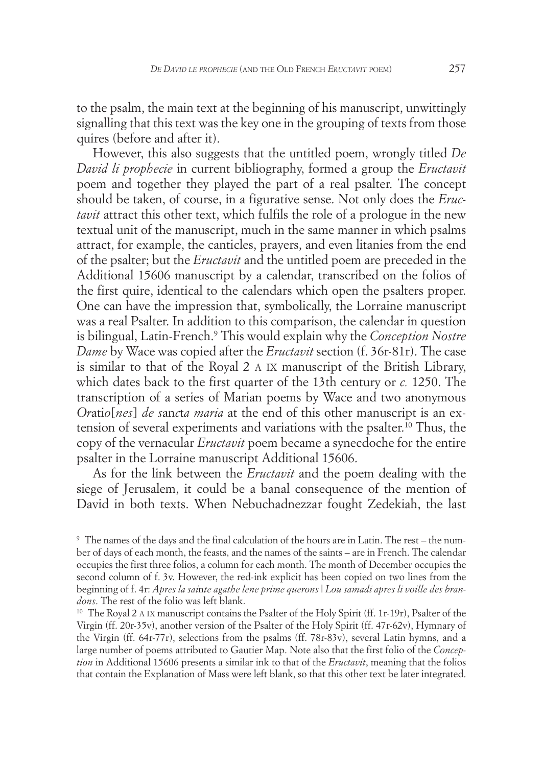to the psalm, the main text at the beginning of his manuscript, unwittingly signalling that this text was the key one in the grouping of texts from those quires (before and after it).

However, this also suggests that the untitled poem, wrongly titled *De David li prophecie* in current bibliography, formed a group the *Eructavit* poem and together they played the part of a real psalter. The concept should be taken, of course, in a figurative sense. Not only does the *Eructavit* attract this other text, which fulfils the role of a prologue in the new textual unit of the manuscript, much in the same manner in which psalms attract, for example, the canticles, prayers, and even litanies from the end of the psalter; but the *Eructavit* and the untitled poem are preceded in the Additional 15606 manuscript by a calendar, transcribed on the folios of the first quire, identical to the calendars which open the psalters proper. One can have the impression that, symbolically, the Lorraine manuscript was a real Psalter. In addition to this comparison, the calendar in question is bilingual, Latin-French.[9] This would explain why the *Conception Nostre Dame* by Wace was copied after the *Eructavit* section (f. 36r-81r). The case is similar to that of the Royal 2 A IX manuscript of the British Library, which dates back to the first quarter of the 13th century or *c.* 1250. The transcription of a series of Marian poems by Wace and two anonymous *Oratio[nes] de sancta maria* at the end of this other manuscript is an extension of several experiments and variations with the psalter.[10] Thus, the copy of the vernacular *Eructavit* poem became a synecdoche for the entire psalter in the Lorraine manuscript Additional 15606.

As for the link between the *Eructavit* and the poem dealing with the siege of Jerusalem, it could be a banal consequence of the mention of David in both texts. When Nebuchadnezzar fought Zedekiah, the last

---

[9] The names of the days and the final calculation of the hours are in Latin. The rest – the number of days of each month, the feasts, and the names of the saints – are in French. The calendar occupies the first three folios, a column for each month. The month of December occupies the second column of f. 3v. However, the red-ink explicit has been copied on two lines from the beginning of f. 4r: *Apres la sainte agathe lene prime querons | Lou samadi apres li voille des brandons*. The rest of the folio was left blank.

[10] The Royal 2 A IX manuscript contains the Psalter of the Holy Spirit (ff. 1r-19r), Psalter of the Virgin (ff. 20r-35v), another version of the Psalter of the Holy Spirit (ff. 47r-62v), Hymnary of the Virgin (ff. 64r-77r), selections from the psalms (ff. 78r-83v), several Latin hymns, and a large number of poems attributed to Gautier Map. Note also that the first folio of the *Conception* in Additional 15606 presents a similar ink to that of the *Eructavit*, meaning that the folios that contain the Explanation of Mass were left blank, so that this other text be later integrated.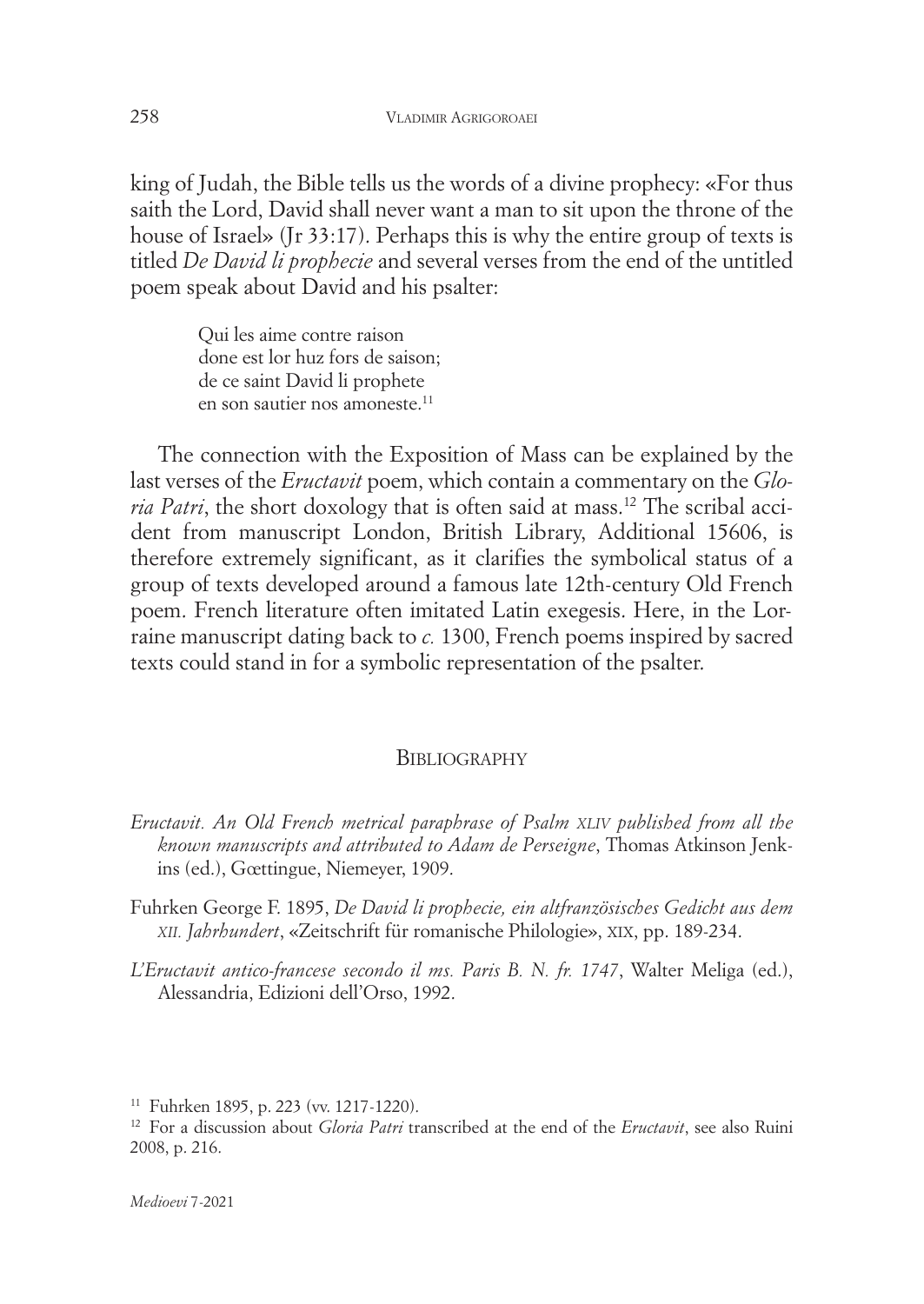king of Judah, the Bible tells us the words of a divine prophecy: «For thus saith the Lord, David shall never want a man to sit upon the throne of the house of Israel» (Jr 33:17). Perhaps this is why the entire group of texts is titled *De David li prophecie* and several verses from the end of the untitled poem speak about David and his psalter:

> Qui les aime contre raison
> done est lor huz fors de saison;
> de ce saint David li prophete
> en son sautier nos amoneste.[11]

The connection with the Exposition of Mass can be explained by the last verses of the *Eructavit* poem, which contain a commentary on the *Gloria Patri*, the short doxology that is often said at mass.[12] The scribal accident from manuscript London, British Library, Additional 15606, is therefore extremely significant, as it clarifies the symbolical status of a group of texts developed around a famous late 12th-century Old French poem. French literature often imitated Latin exegesis. Here, in the Lorraine manuscript dating back to *c.* 1300, French poems inspired by sacred texts could stand in for a symbolic representation of the psalter.

## Bibliography

*Eructavit. An Old French metrical paraphrase of Psalm XLIV published from all the known manuscripts and attributed to Adam de Perseigne*, Thomas Atkinson Jenkins (ed.), Gœttingue, Niemeyer, 1909.

Fuhrken George F. 1895, *De David li prophecie, ein altfranzösisches Gedicht aus dem XII. Jahrhundert*, «Zeitschrift für romanische Philologie», XIX, pp. 189-234.

*L'Eructavit antico-francese secondo il ms. Paris B. N. fr. 1747*, Walter Meliga (ed.), Alessandria, Edizioni dell'Orso, 1992.

[11] Fuhrken 1895, p. 223 (vv. 1217-1220).

[12] For a discussion about *Gloria Patri* transcribed at the end of the *Eructavit*, see also Ruini 2008, p. 216.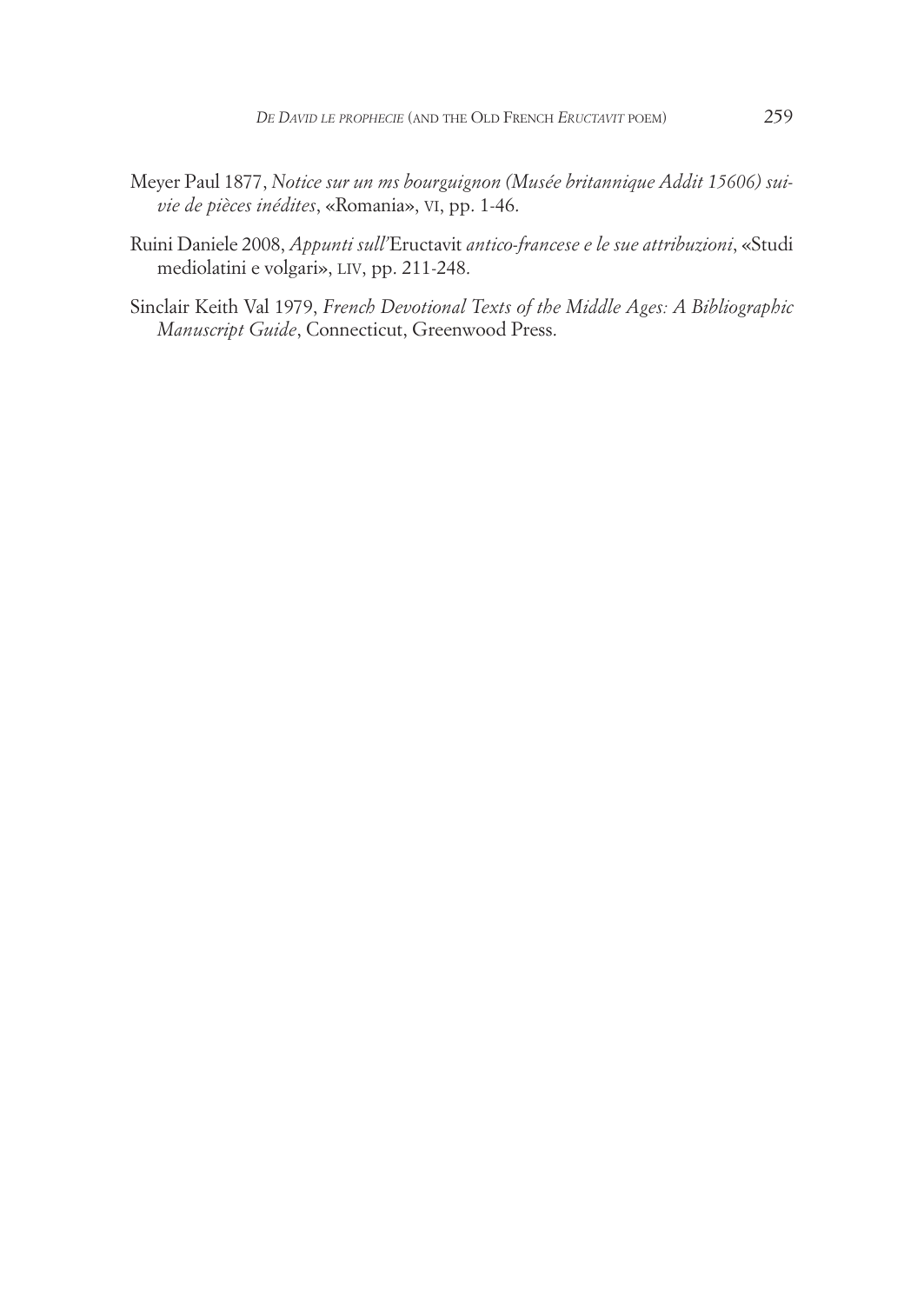Meyer Paul 1877, *Notice sur un ms bourguignon (Musée britannique Addit 15606) suivie de pièces inédites*, «Romania», VI, pp. 1-46.

Ruini Daniele 2008, *Appunti sull'*Eructavit *antico-francese e le sue attribuzioni*, «Studi mediolatini e volgari», LIV, pp. 211-248.

Sinclair Keith Val 1979, *French Devotional Texts of the Middle Ages: A Bibliographic Manuscript Guide*, Connecticut, Greenwood Press.